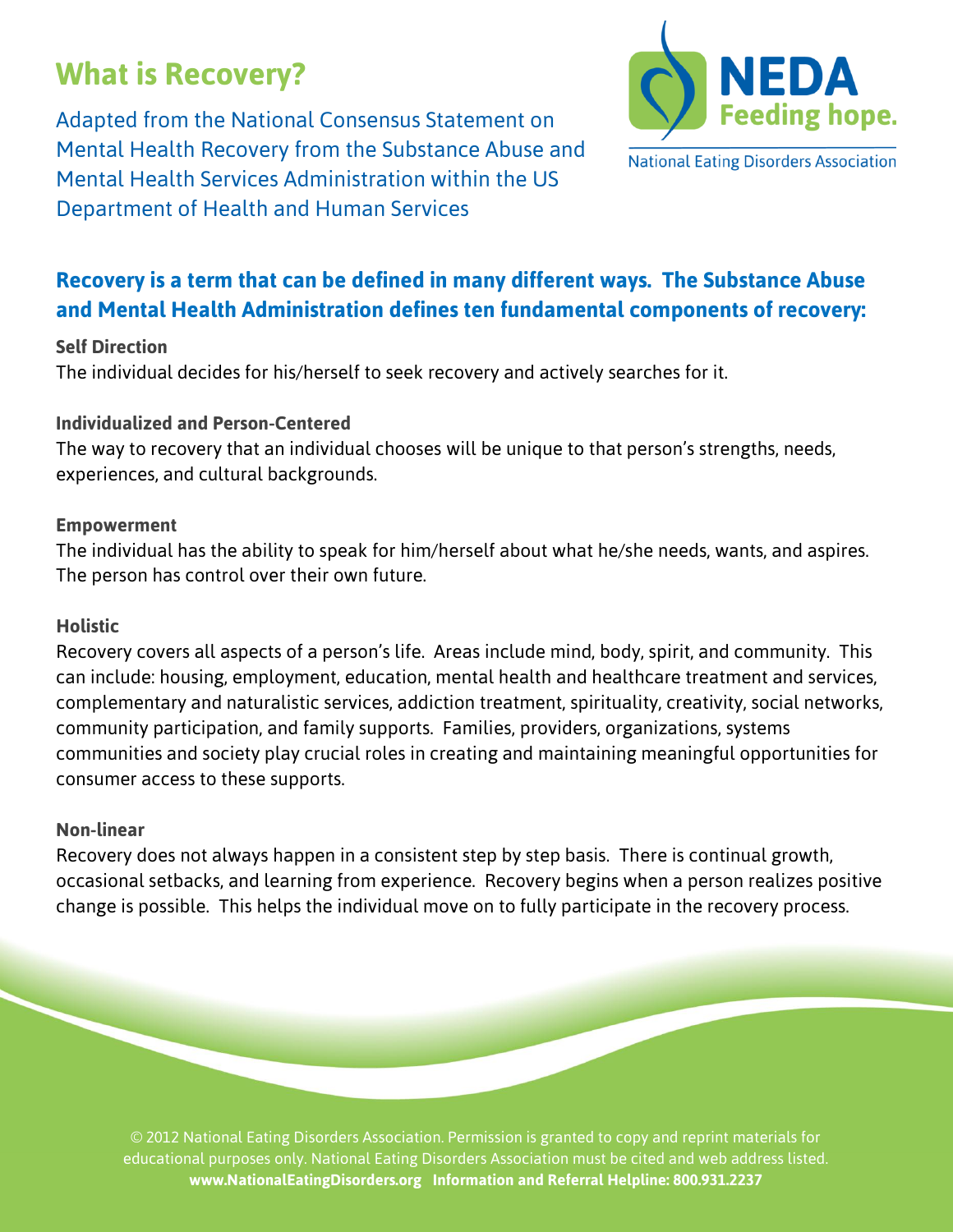# What is Recovery?

Adapted from the National Consensus Statement on Mental Health Recovery from the Substance Abuse and Mental Health Services Administration within the US Department of Health and Human Services

NEDA Feeding hope.
National Eating Disorders Association

## Recovery is a term that can be defined in many different ways. The Substance Abuse and Mental Health Administration defines ten fundamental components of recovery:

**Self Direction**
The individual decides for his/herself to seek recovery and actively searches for it.

**Individualized and Person-Centered**
The way to recovery that an individual chooses will be unique to that person's strengths, needs, experiences, and cultural backgrounds.

**Empowerment**
The individual has the ability to speak for him/herself about what he/she needs, wants, and aspires. The person has control over their own future.

**Holistic**
Recovery covers all aspects of a person's life. Areas include mind, body, spirit, and community. This can include: housing, employment, education, mental health and healthcare treatment and services, complementary and naturalistic services, addiction treatment, spirituality, creativity, social networks, community participation, and family supports. Families, providers, organizations, systems communities and society play crucial roles in creating and maintaining meaningful opportunities for consumer access to these supports.

**Non-linear**
Recovery does not always happen in a consistent step by step basis. There is continual growth, occasional setbacks, and learning from experience. Recovery begins when a person realizes positive change is possible. This helps the individual move on to fully participate in the recovery process.

© 2012 National Eating Disorders Association. Permission is granted to copy and reprint materials for educational purposes only. National Eating Disorders Association must be cited and web address listed.
**www.NationalEatingDisorders.org Information and Referral Helpline: 800.931.2237**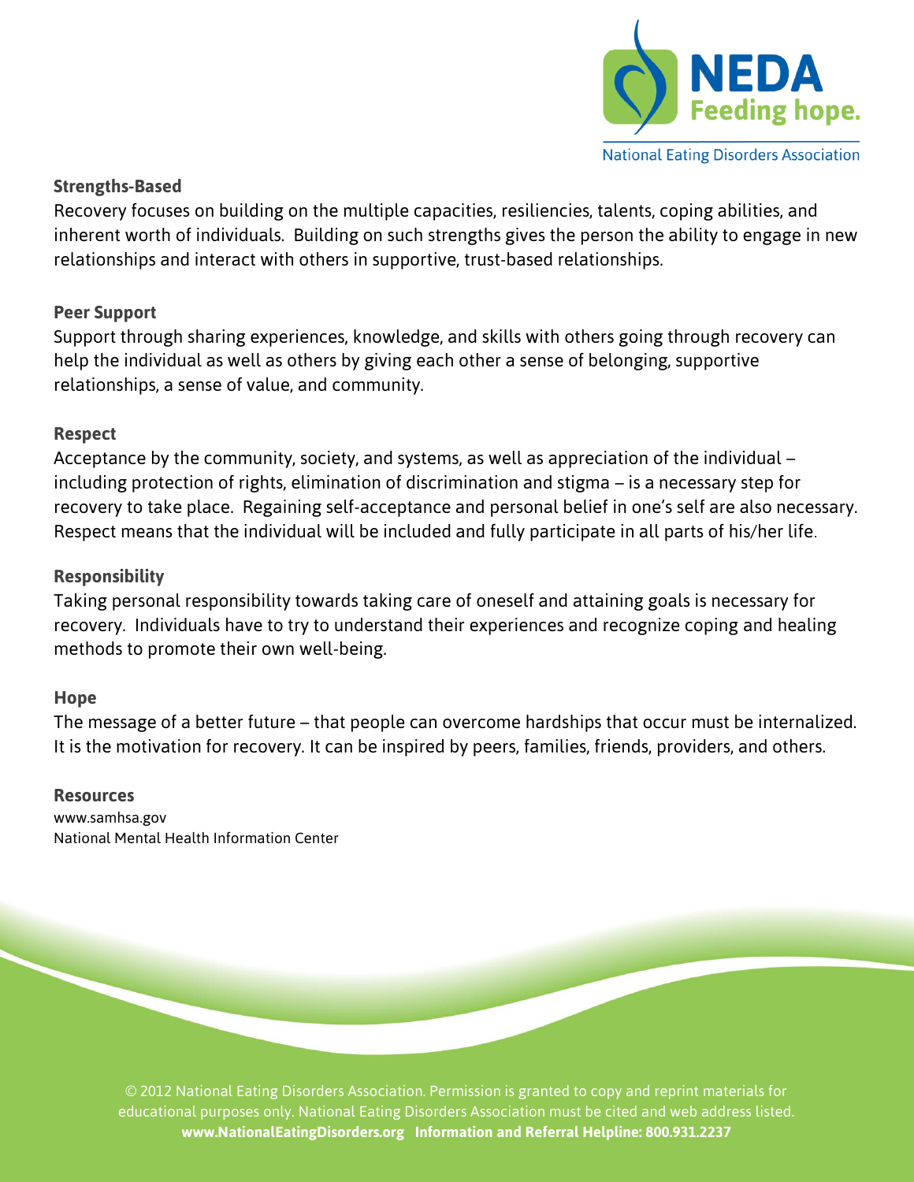**Strengths-Based**

Recovery focuses on building on the multiple capacities, resiliencies, talents, coping abilities, and inherent worth of individuals. Building on such strengths gives the person the ability to engage in new relationships and interact with others in supportive, trust-based relationships.

**Peer Support**

Support through sharing experiences, knowledge, and skills with others going through recovery can help the individual as well as others by giving each other a sense of belonging, supportive relationships, a sense of value, and community.

**Respect**

Acceptance by the community, society, and systems, as well as appreciation of the individual – including protection of rights, elimination of discrimination and stigma – is a necessary step for recovery to take place. Regaining self-acceptance and personal belief in one's self are also necessary. Respect means that the individual will be included and fully participate in all parts of his/her life.

**Responsibility**

Taking personal responsibility towards taking care of oneself and attaining goals is necessary for recovery. Individuals have to try to understand their experiences and recognize coping and healing methods to promote their own well-being.

**Hope**

The message of a better future – that people can overcome hardships that occur must be internalized. It is the motivation for recovery. It can be inspired by peers, families, friends, providers, and others.

**Resources**

www.samhsa.gov
National Mental Health Information Center

© 2012 National Eating Disorders Association. Permission is granted to copy and reprint materials for educational purposes only. National Eating Disorders Association must be cited and web address listed.
**www.NationalEatingDisorders.org Information and Referral Helpline: 800.931.2237**